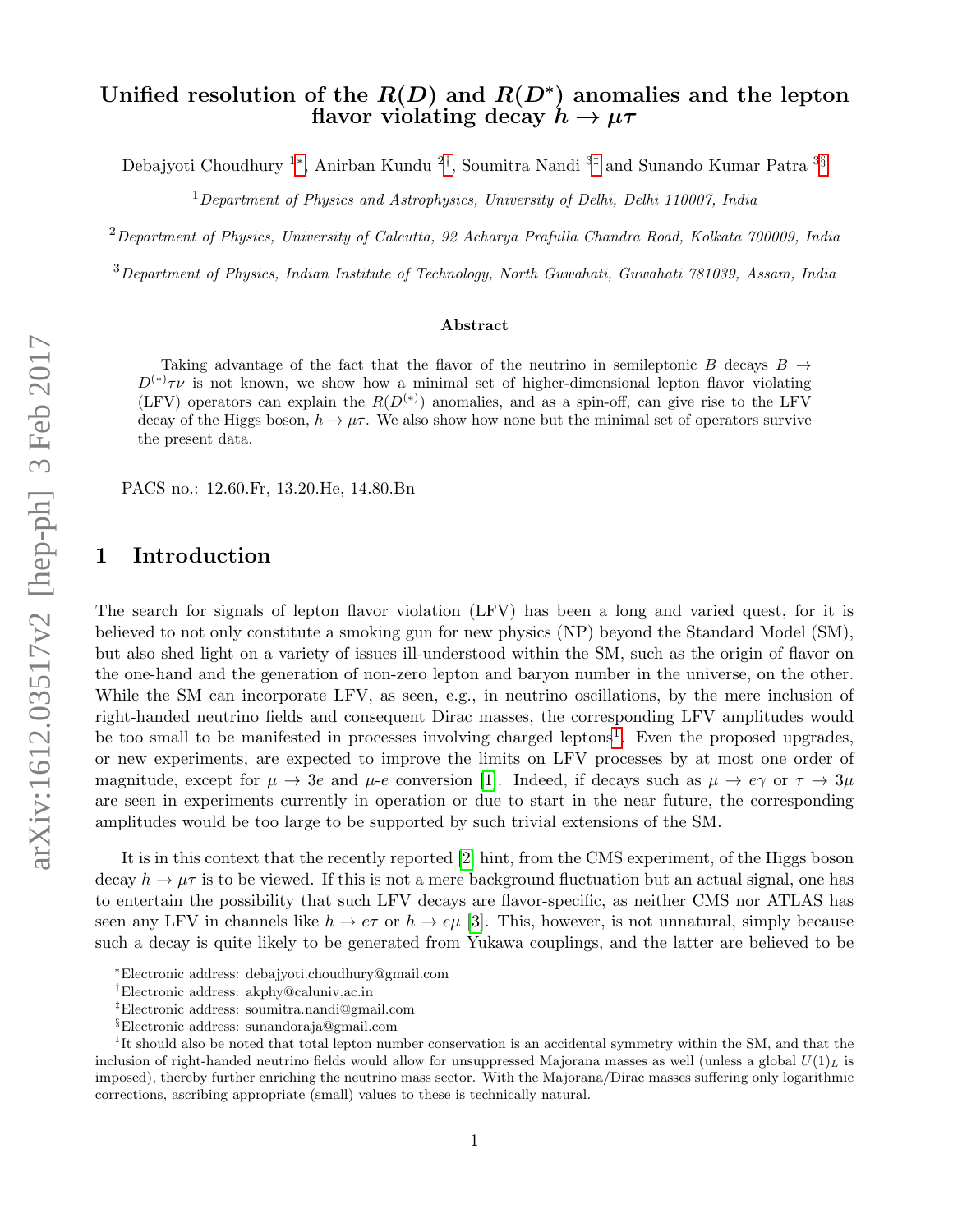# Unified resolution of the $R(D)$ and $R(D^*)$ anomalies and the lepton flavor violating decay $h \to \mu\tau$

Debajyoti Choudhury [1]*, Anirban Kundu [2]†, Soumitra Nandi [3]‡ and Sunando Kumar Patra [3]§

[1] *Department of Physics and Astrophysics, University of Delhi, Delhi 110007, India*

[2] *Department of Physics, University of Calcutta, 92 Acharya Prafulla Chandra Road, Kolkata 700009, India*

[3] *Department of Physics, Indian Institute of Technology, North Guwahati, Guwahati 781039, Assam, India*

### Abstract

Taking advantage of the fact that the flavor of the neutrino in semileptonic $B$ decays $B \to D^{(*)}\tau\nu$ is not known, we show how a minimal set of higher-dimensional lepton flavor violating (LFV) operators can explain the $R(D^{(*)})$ anomalies, and as a spin-off, can give rise to the LFV decay of the Higgs boson, $h \to \mu\tau$. We also show how none but the minimal set of operators survive the present data.

PACS no.: 12.60.Fr, 13.20.He, 14.80.Bn

## 1 Introduction

The search for signals of lepton flavor violation (LFV) has been a long and varied quest, for it is believed to not only constitute a smoking gun for new physics (NP) beyond the Standard Model (SM), but also shed light on a variety of issues ill-understood within the SM, such as the origin of flavor on the one-hand and the generation of non-zero lepton and baryon number in the universe, on the other. While the SM can incorporate LFV, as seen, e.g., in neutrino oscillations, by the mere inclusion of right-handed neutrino fields and consequent Dirac masses, the corresponding LFV amplitudes would be too small to be manifested in processes involving charged leptons[1]. Even the proposed upgrades, or new experiments, are expected to improve the limits on LFV processes by at most one order of magnitude, except for $\mu \to 3e$ and $\mu$-$e$ conversion [1]. Indeed, if decays such as $\mu \to e\gamma$ or $\tau \to 3\mu$ are seen in experiments currently in operation or due to start in the near future, the corresponding amplitudes would be too large to be supported by such trivial extensions of the SM.

It is in this context that the recently reported [2] hint, from the CMS experiment, of the Higgs boson decay $h \to \mu\tau$ is to be viewed. If this is not a mere background fluctuation but an actual signal, one has to entertain the possibility that such LFV decays are flavor-specific, as neither CMS nor ATLAS has seen any LFV in channels like $h \to e\tau$ or $h \to e\mu$ [3]. This, however, is not unnatural, simply because such a decay is quite likely to be generated from Yukawa couplings, and the latter are believed to be

*Electronic address: debajyoti.choudhury@gmail.com

†Electronic address: akphy@caluniv.ac.in

‡Electronic address: soumitra.nandi@gmail.com

§Electronic address: sunandoraja@gmail.com

[1]It should also be noted that total lepton number conservation is an accidental symmetry within the SM, and that the inclusion of right-handed neutrino fields would allow for unsuppressed Majorana masses as well (unless a global $U(1)_L$ is imposed), thereby further enriching the neutrino mass sector. With the Majorana/Dirac masses suffering only logarithmic corrections, ascribing appropriate (small) values to these is technically natural.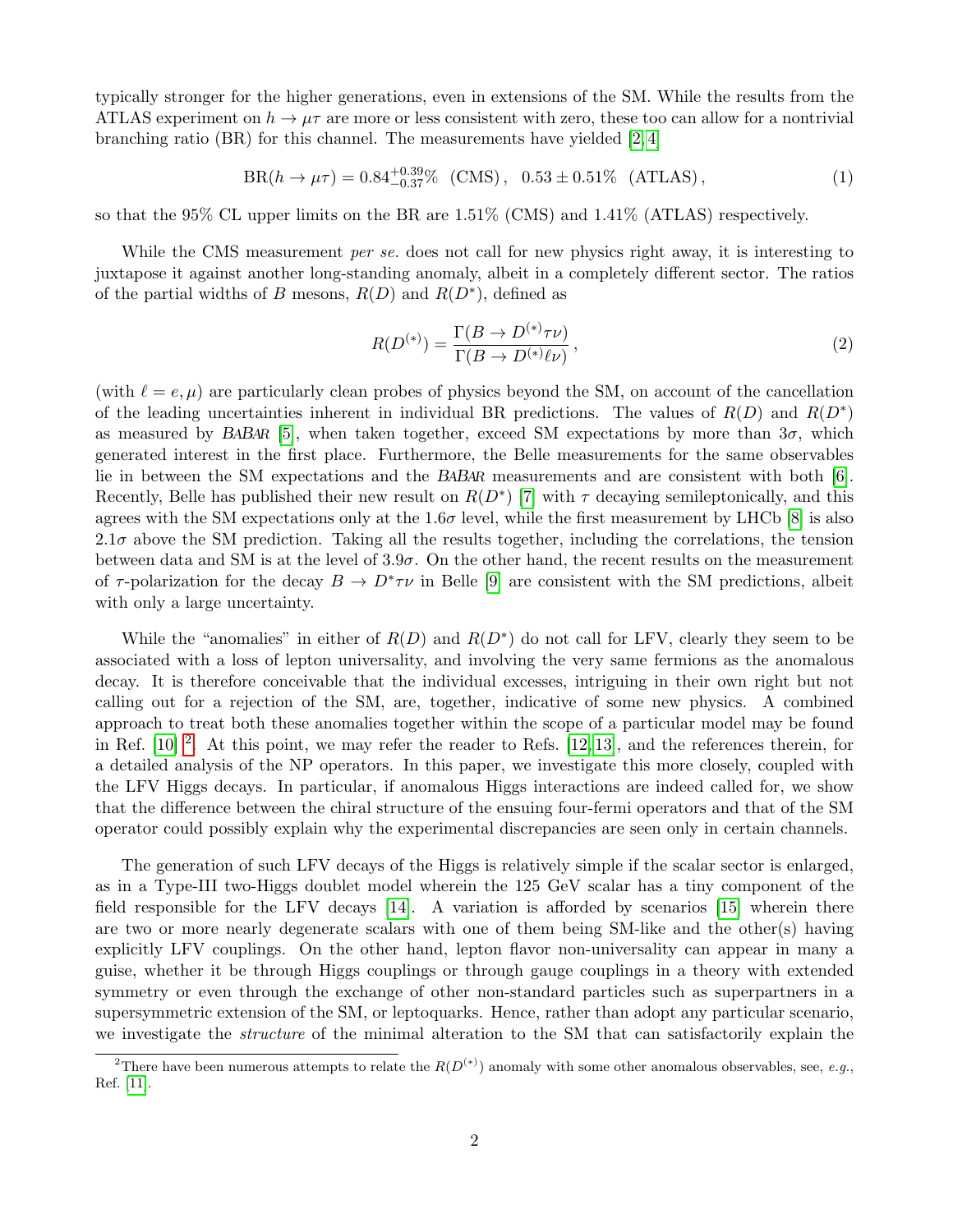typically stronger for the higher generations, even in extensions of the SM. While the results from the ATLAS experiment on $h \to \mu\tau$ are more or less consistent with zero, these too can allow for a nontrivial branching ratio (BR) for this channel. The measurements have yielded [2,4]

$$\mathrm{BR}(h \to \mu\tau) = 0.84^{+0.39}_{-0.37}\% \ \ (\mathrm{CMS})\,, \quad 0.53 \pm 0.51\% \ \ (\mathrm{ATLAS})\,, \tag{1}$$

so that the 95% CL upper limits on the BR are 1.51% (CMS) and 1.41% (ATLAS) respectively.

While the CMS measurement *per se.* does not call for new physics right away, it is interesting to juxtapose it against another long-standing anomaly, albeit in a completely different sector. The ratios of the partial widths of $B$ mesons, $R(D)$ and $R(D^*)$, defined as

$$R(D^{(*)}) = \frac{\Gamma(B \to D^{(*)}\tau\nu)}{\Gamma(B \to D^{(*)}\ell\nu)}\,, \tag{2}$$

(with $\ell = e, \mu$) are particularly clean probes of physics beyond the SM, on account of the cancellation of the leading uncertainties inherent in individual BR predictions. The values of $R(D)$ and $R(D^*)$ as measured by *BABAR* [5], when taken together, exceed SM expectations by more than $3\sigma$, which generated interest in the first place. Furthermore, the Belle measurements for the same observables lie in between the SM expectations and the *BABAR* measurements and are consistent with both [6]. Recently, Belle has published their new result on $R(D^*)$ [7] with $\tau$ decaying semileptonically, and this agrees with the SM expectations only at the $1.6\sigma$ level, while the first measurement by LHCb [8] is also $2.1\sigma$ above the SM prediction. Taking all the results together, including the correlations, the tension between data and SM is at the level of $3.9\sigma$. On the other hand, the recent results on the measurement of $\tau$-polarization for the decay $B \to D^*\tau\nu$ in Belle [9] are consistent with the SM predictions, albeit with only a large uncertainty.

While the "anomalies" in either of $R(D)$ and $R(D^*)$ do not call for LFV, clearly they seem to be associated with a loss of lepton universality, and involving the very same fermions as the anomalous decay. It is therefore conceivable that the individual excesses, intriguing in their own right but not calling out for a rejection of the SM, are, together, indicative of some new physics. A combined approach to treat both these anomalies together within the scope of a particular model may be found in Ref. [10] [2]. At this point, we may refer the reader to Refs. [12,13], and the references therein, for a detailed analysis of the NP operators. In this paper, we investigate this more closely, coupled with the LFV Higgs decays. In particular, if anomalous Higgs interactions are indeed called for, we show that the difference between the chiral structure of the ensuing four-fermi operators and that of the SM operator could possibly explain why the experimental discrepancies are seen only in certain channels.

The generation of such LFV decays of the Higgs is relatively simple if the scalar sector is enlarged, as in a Type-III two-Higgs doublet model wherein the 125 GeV scalar has a tiny component of the field responsible for the LFV decays [14]. A variation is afforded by scenarios [15] wherein there are two or more nearly degenerate scalars with one of them being SM-like and the other(s) having explicitly LFV couplings. On the other hand, lepton flavor non-universality can appear in many a guise, whether it be through Higgs couplings or through gauge couplings in a theory with extended symmetry or even through the exchange of other non-standard particles such as superpartners in a supersymmetric extension of the SM, or leptoquarks. Hence, rather than adopt any particular scenario, we investigate the *structure* of the minimal alteration to the SM that can satisfactorily explain the

[2] There have been numerous attempts to relate the $R(D^{(*)})$ anomaly with some other anomalous observables, see, *e.g.*, Ref. [11].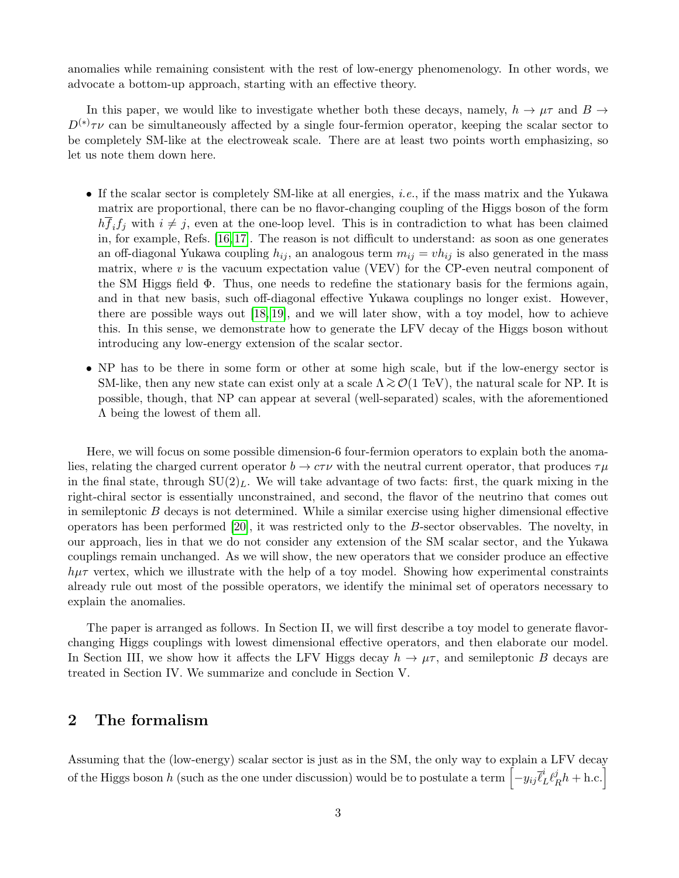anomalies while remaining consistent with the rest of low-energy phenomenology. In other words, we advocate a bottom-up approach, starting with an effective theory.

In this paper, we would like to investigate whether both these decays, namely, $h \to \mu\tau$ and $B \to D^{(*)}\tau\nu$ can be simultaneously affected by a single four-fermion operator, keeping the scalar sector to be completely SM-like at the electroweak scale. There are at least two points worth emphasizing, so let us note them down here.

- If the scalar sector is completely SM-like at all energies, *i.e.*, if the mass matrix and the Yukawa matrix are proportional, there can be no flavor-changing coupling of the Higgs boson of the form $h\overline{f}_i f_j$ with $i \neq j$, even at the one-loop level. This is in contradiction to what has been claimed in, for example, Refs. [16,17]. The reason is not difficult to understand: as soon as one generates an off-diagonal Yukawa coupling $h_{ij}$, an analogous term $m_{ij} = vh_{ij}$ is also generated in the mass matrix, where $v$ is the vacuum expectation value (VEV) for the CP-even neutral component of the SM Higgs field $\Phi$. Thus, one needs to redefine the stationary basis for the fermions again, and in that new basis, such off-diagonal effective Yukawa couplings no longer exist. However, there are possible ways out [18,19], and we will later show, with a toy model, how to achieve this. In this sense, we demonstrate how to generate the LFV decay of the Higgs boson without introducing any low-energy extension of the scalar sector.

- NP has to be there in some form or other at some high scale, but if the low-energy sector is SM-like, then any new state can exist only at a scale $\Lambda \gtrsim \mathcal{O}(1\text{ TeV})$, the natural scale for NP. It is possible, though, that NP can appear at several (well-separated) scales, with the aforementioned $\Lambda$ being the lowest of them all.

Here, we will focus on some possible dimension-6 four-fermion operators to explain both the anomalies, relating the charged current operator $b \to c\tau\nu$ with the neutral current operator, that produces $\tau\mu$ in the final state, through $\mathrm{SU}(2)_L$. We will take advantage of two facts: first, the quark mixing in the right-chiral sector is essentially unconstrained, and second, the flavor of the neutrino that comes out in semileptonic $B$ decays is not determined. While a similar exercise using higher dimensional effective operators has been performed [20], it was restricted only to the $B$-sector observables. The novelty, in our approach, lies in that we do not consider any extension of the SM scalar sector, and the Yukawa couplings remain unchanged. As we will show, the new operators that we consider produce an effective $h\mu\tau$ vertex, which we illustrate with the help of a toy model. Showing how experimental constraints already rule out most of the possible operators, we identify the minimal set of operators necessary to explain the anomalies.

The paper is arranged as follows. In Section II, we will first describe a toy model to generate flavor-changing Higgs couplings with lowest dimensional effective operators, and then elaborate our model. In Section III, we show how it affects the LFV Higgs decay $h \to \mu\tau$, and semileptonic $B$ decays are treated in Section IV. We summarize and conclude in Section V.

## 2 The formalism

Assuming that the (low-energy) scalar sector is just as in the SM, the only way to explain a LFV decay of the Higgs boson $h$ (such as the one under discussion) would be to postulate a term $\left[-y_{ij}\overline{\ell}^i_L \ell^j_R h + \text{h.c.}\right]$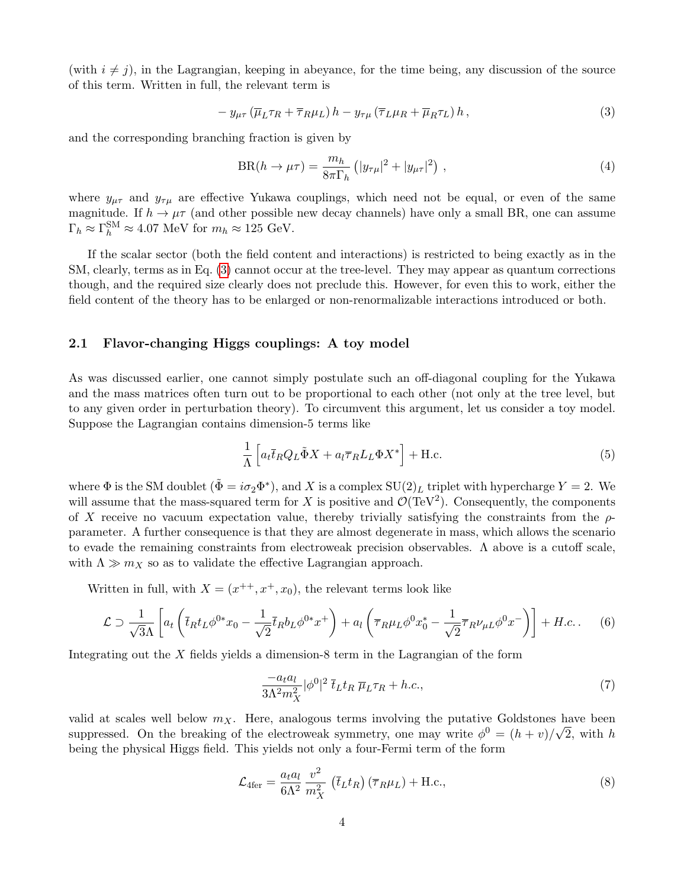(with $i \neq j$), in the Lagrangian, keeping in abeyance, for the time being, any discussion of the source of this term. Written in full, the relevant term is

$$
- y_{\mu\tau} \left( \overline{\mu}_L \tau_R + \overline{\tau}_R \mu_L \right) h - y_{\tau\mu} \left( \overline{\tau}_L \mu_R + \overline{\mu}_R \tau_L \right) h \, , \tag{3}
$$

and the corresponding branching fraction is given by

$$
\text{BR}(h \to \mu\tau) = \frac{m_h}{8\pi \Gamma_h} \left( |y_{\tau\mu}|^2 + |y_{\mu\tau}|^2 \right) \, , \tag{4}
$$

where $y_{\mu\tau}$ and $y_{\tau\mu}$ are effective Yukawa couplings, which need not be equal, or even of the same magnitude. If $h \to \mu\tau$ (and other possible new decay channels) have only a small BR, one can assume $\Gamma_h \approx \Gamma_h^{\rm SM} \approx 4.07$ MeV for $m_h \approx 125$ GeV.

If the scalar sector (both the field content and interactions) is restricted to being exactly as in the SM, clearly, terms as in Eq. (3) cannot occur at the tree-level. They may appear as quantum corrections though, and the required size clearly does not preclude this. However, for even this to work, either the field content of the theory has to be enlarged or non-renormalizable interactions introduced or both.

### 2.1 Flavor-changing Higgs couplings: A toy model

As was discussed earlier, one cannot simply postulate such an off-diagonal coupling for the Yukawa and the mass matrices often turn out to be proportional to each other (not only at the tree level, but to any given order in perturbation theory). To circumvent this argument, let us consider a toy model. Suppose the Lagrangian contains dimension-5 terms like

$$
\frac{1}{\Lambda} \left[ a_t \overline{t}_R Q_L \tilde{\Phi} X + a_l \overline{\tau}_R L_L \Phi X^* \right] + \text{H.c.} \tag{5}
$$

where $\Phi$ is the SM doublet ($\tilde{\Phi} = i\sigma_2 \Phi^*$), and $X$ is a complex $\text{SU}(2)_L$ triplet with hypercharge $Y = 2$. We will assume that the mass-squared term for $X$ is positive and $\mathcal{O}(\text{TeV}^2)$. Consequently, the components of $X$ receive no vacuum expectation value, thereby trivially satisfying the constraints from the $\rho$-parameter. A further consequence is that they are almost degenerate in mass, which allows the scenario to evade the remaining constraints from electroweak precision observables. $\Lambda$ above is a cutoff scale, with $\Lambda \gg m_X$ so as to validate the effective Lagrangian approach.

Written in full, with $X = (x^{++}, x^+, x_0)$, the relevant terms look like

$$
\mathcal{L} \supset \frac{1}{\sqrt{3}\Lambda} \left[ a_t \left( \overline{t}_R t_L \phi^{0*} x_0 - \frac{1}{\sqrt{2}} \overline{t}_R b_L \phi^{0*} x^+ \right) + a_l \left( \overline{\tau}_R \mu_L \phi^0 x_0^* - \frac{1}{\sqrt{2}} \overline{\tau}_R \nu_{\mu L} \phi^0 x^- \right) \right] + H.c. \, . \tag{6}
$$

Integrating out the $X$ fields yields a dimension-8 term in the Lagrangian of the form

$$
\frac{-a_t a_l}{3\Lambda^2 m_X^2} |\phi^0|^2 \, \overline{t}_L t_R \, \overline{\mu}_L \tau_R + h.c., \tag{7}
$$

valid at scales well below $m_X$. Here, analogous terms involving the putative Goldstones have been suppressed. On the breaking of the electroweak symmetry, one may write $\phi^0 = (h + v)/\sqrt{2}$, with $h$ being the physical Higgs field. This yields not only a four-Fermi term of the form

$$
\mathcal{L}_{\rm 4fer} = \frac{a_t a_l}{6\Lambda^2} \frac{v^2}{m_X^2} \left( \overline{t}_L t_R \right) \left( \overline{\tau}_R \mu_L \right) + \text{H.c.}, \tag{8}
$$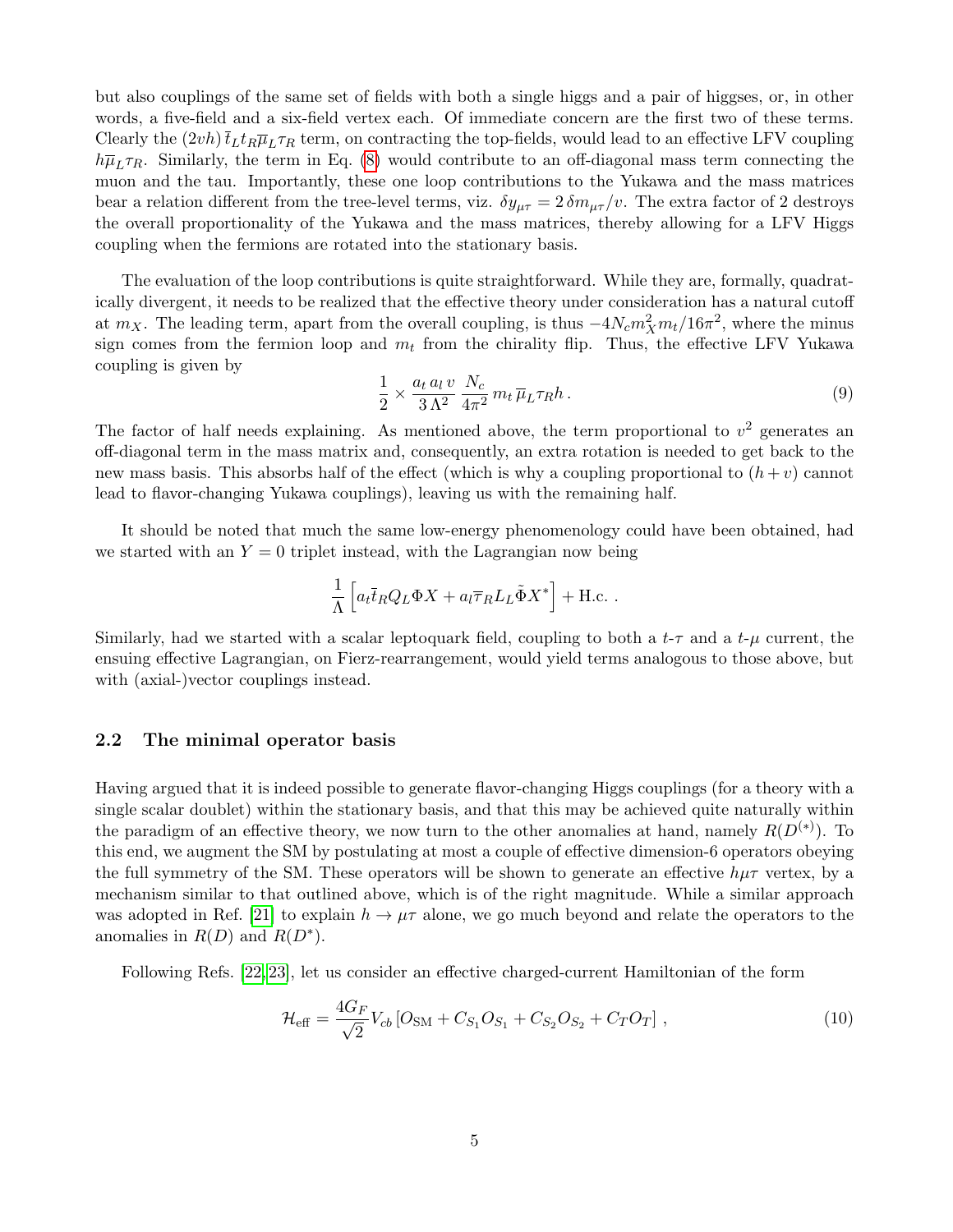but also couplings of the same set of fields with both a single higgs and a pair of higgses, or, in other words, a five-field and a six-field vertex each. Of immediate concern are the first two of these terms. Clearly the $(2vh)\,\bar{t}_L t_R \overline{\mu}_L \tau_R$ term, on contracting the top-fields, would lead to an effective LFV coupling $h\overline{\mu}_L\tau_R$. Similarly, the term in Eq. (8) would contribute to an off-diagonal mass term connecting the muon and the tau. Importantly, these one loop contributions to the Yukawa and the mass matrices bear a relation different from the tree-level terms, viz. $\delta y_{\mu\tau} = 2\,\delta m_{\mu\tau}/v$. The extra factor of 2 destroys the overall proportionality of the Yukawa and the mass matrices, thereby allowing for a LFV Higgs coupling when the fermions are rotated into the stationary basis.

The evaluation of the loop contributions is quite straightforward. While they are, formally, quadratically divergent, it needs to be realized that the effective theory under consideration has a natural cutoff at $m_X$. The leading term, apart from the overall coupling, is thus $-4N_c m_X^2 m_t/16\pi^2$, where the minus sign comes from the fermion loop and $m_t$ from the chirality flip. Thus, the effective LFV Yukawa coupling is given by

$$\frac{1}{2} \times \frac{a_t\, a_l\, v}{3\,\Lambda^2}\, \frac{N_c}{4\pi^2}\, m_t\, \overline{\mu}_L \tau_R h\,. \tag{9}$$

The factor of half needs explaining. As mentioned above, the term proportional to $v^2$ generates an off-diagonal term in the mass matrix and, consequently, an extra rotation is needed to get back to the new mass basis. This absorbs half of the effect (which is why a coupling proportional to $(h+v)$ cannot lead to flavor-changing Yukawa couplings), leaving us with the remaining half.

It should be noted that much the same low-energy phenomenology could have been obtained, had we started with an $Y=0$ triplet instead, with the Lagrangian now being

$$\frac{1}{\Lambda}\left[a_t \bar{t}_R Q_L \Phi X + a_l \overline{\tau}_R L_L \tilde{\Phi} X^*\right] + \text{H.c.}\,.$$

Similarly, had we started with a scalar leptoquark field, coupling to both a $t$-$\tau$ and a $t$-$\mu$ current, the ensuing effective Lagrangian, on Fierz-rearrangement, would yield terms analogous to those above, but with (axial-)vector couplings instead.

### 2.2 The minimal operator basis

Having argued that it is indeed possible to generate flavor-changing Higgs couplings (for a theory with a single scalar doublet) within the stationary basis, and that this may be achieved quite naturally within the paradigm of an effective theory, we now turn to the other anomalies at hand, namely $R(D^{(*)})$. To this end, we augment the SM by postulating at most a couple of effective dimension-6 operators obeying the full symmetry of the SM. These operators will be shown to generate an effective $h\mu\tau$ vertex, by a mechanism similar to that outlined above, which is of the right magnitude. While a similar approach was adopted in Ref. [21] to explain $h \to \mu\tau$ alone, we go much beyond and relate the operators to the anomalies in $R(D)$ and $R(D^*)$.

Following Refs. [22,23], let us consider an effective charged-current Hamiltonian of the form

$$\mathcal{H}_{\rm eff} = \frac{4G_F}{\sqrt{2}} V_{cb}\left[O_{\rm SM} + C_{S_1} O_{S_1} + C_{S_2} O_{S_2} + C_T O_T\right]\,, \tag{10}$$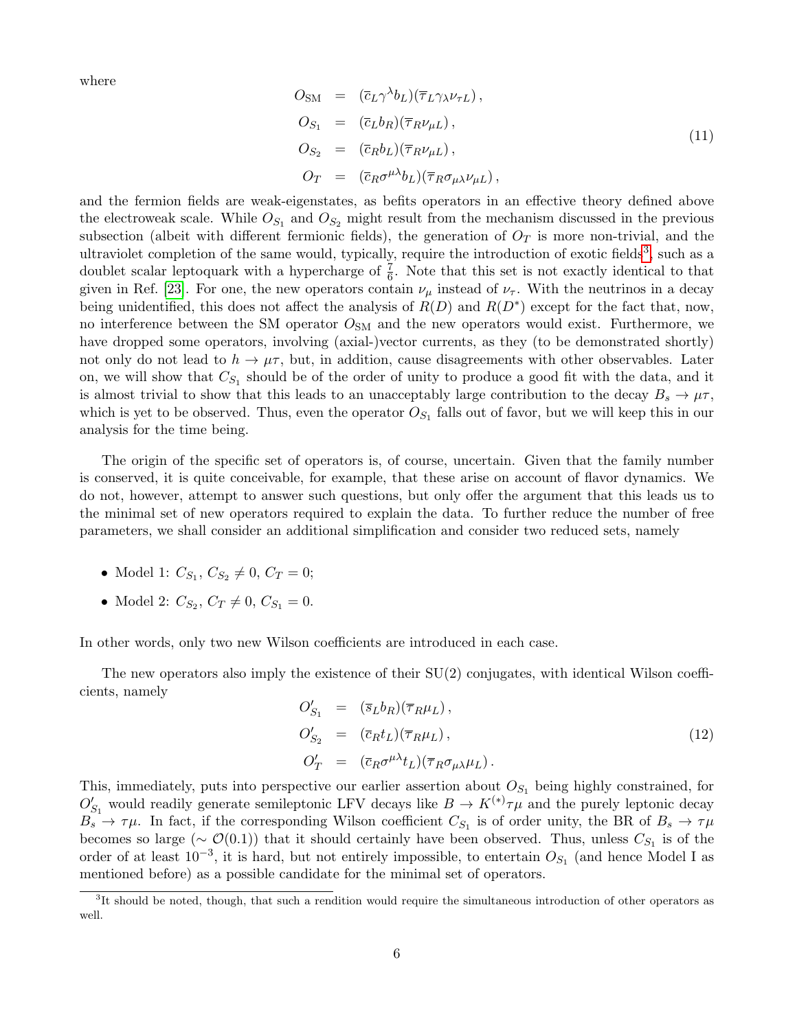where

$$
\begin{aligned}
O_{\rm SM} &= (\bar{c}_L \gamma^\lambda b_L)(\bar{\tau}_L \gamma_\lambda \nu_{\tau L}) \,, \\
O_{S_1} &= (\bar{c}_L b_R)(\bar{\tau}_R \nu_{\mu L}) \,, \\
O_{S_2} &= (\bar{c}_R b_L)(\bar{\tau}_R \nu_{\mu L}) \,, \\
O_T &= (\bar{c}_R \sigma^{\mu\lambda} b_L)(\bar{\tau}_R \sigma_{\mu\lambda} \nu_{\mu L}) \,,
\end{aligned}
\tag{11}
$$

and the fermion fields are weak-eigenstates, as befits operators in an effective theory defined above the electroweak scale. While $O_{S_1}$ and $O_{S_2}$ might result from the mechanism discussed in the previous subsection (albeit with different fermionic fields), the generation of $O_T$ is more non-trivial, and the ultraviolet completion of the same would, typically, require the introduction of exotic fields[3], such as a doublet scalar leptoquark with a hypercharge of $\frac{7}{6}$. Note that this set is not exactly identical to that given in Ref. [23]. For one, the new operators contain $\nu_\mu$ instead of $\nu_\tau$. With the neutrinos in a decay being unidentified, this does not affect the analysis of $R(D)$ and $R(D^*)$ except for the fact that, now, no interference between the SM operator $O_{\rm SM}$ and the new operators would exist. Furthermore, we have dropped some operators, involving (axial-)vector currents, as they (to be demonstrated shortly) not only do not lead to $h \to \mu\tau$, but, in addition, cause disagreements with other observables. Later on, we will show that $C_{S_1}$ should be of the order of unity to produce a good fit with the data, and it is almost trivial to show that this leads to an unacceptably large contribution to the decay $B_s \to \mu\tau$, which is yet to be observed. Thus, even the operator $O_{S_1}$ falls out of favor, but we will keep this in our analysis for the time being.

The origin of the specific set of operators is, of course, uncertain. Given that the family number is conserved, it is quite conceivable, for example, that these arise on account of flavor dynamics. We do not, however, attempt to answer such questions, but only offer the argument that this leads us to the minimal set of new operators required to explain the data. To further reduce the number of free parameters, we shall consider an additional simplification and consider two reduced sets, namely

- Model 1: $C_{S_1}, C_{S_2} \neq 0$, $C_T = 0$;
- Model 2: $C_{S_2}, C_T \neq 0$, $C_{S_1} = 0$.

In other words, only two new Wilson coefficients are introduced in each case.

The new operators also imply the existence of their SU(2) conjugates, with identical Wilson coefficients, namely

$$
\begin{aligned}
O'_{S_1} &= (\bar{s}_L b_R)(\bar{\tau}_R \mu_L) \,, \\
O'_{S_2} &= (\bar{c}_R t_L)(\bar{\tau}_R \mu_L) \,, \\
O'_T &= (\bar{c}_R \sigma^{\mu\lambda} t_L)(\bar{\tau}_R \sigma_{\mu\lambda} \mu_L) \,.
\end{aligned}
\tag{12}
$$

This, immediately, puts into perspective our earlier assertion about $O_{S_1}$ being highly constrained, for $O'_{S_1}$ would readily generate semileptonic LFV decays like $B \to K^{(*)}\tau\mu$ and the purely leptonic decay $B_s \to \tau\mu$. In fact, if the corresponding Wilson coefficient $C_{S_1}$ is of order unity, the BR of $B_s \to \tau\mu$ becomes so large ($\sim \mathcal{O}(0.1)$) that it should certainly have been observed. Thus, unless $C_{S_1}$ is of the order of at least $10^{-3}$, it is hard, but not entirely impossible, to entertain $O_{S_1}$ (and hence Model I as mentioned before) as a possible candidate for the minimal set of operators.

[3] It should be noted, though, that such a rendition would require the simultaneous introduction of other operators as well.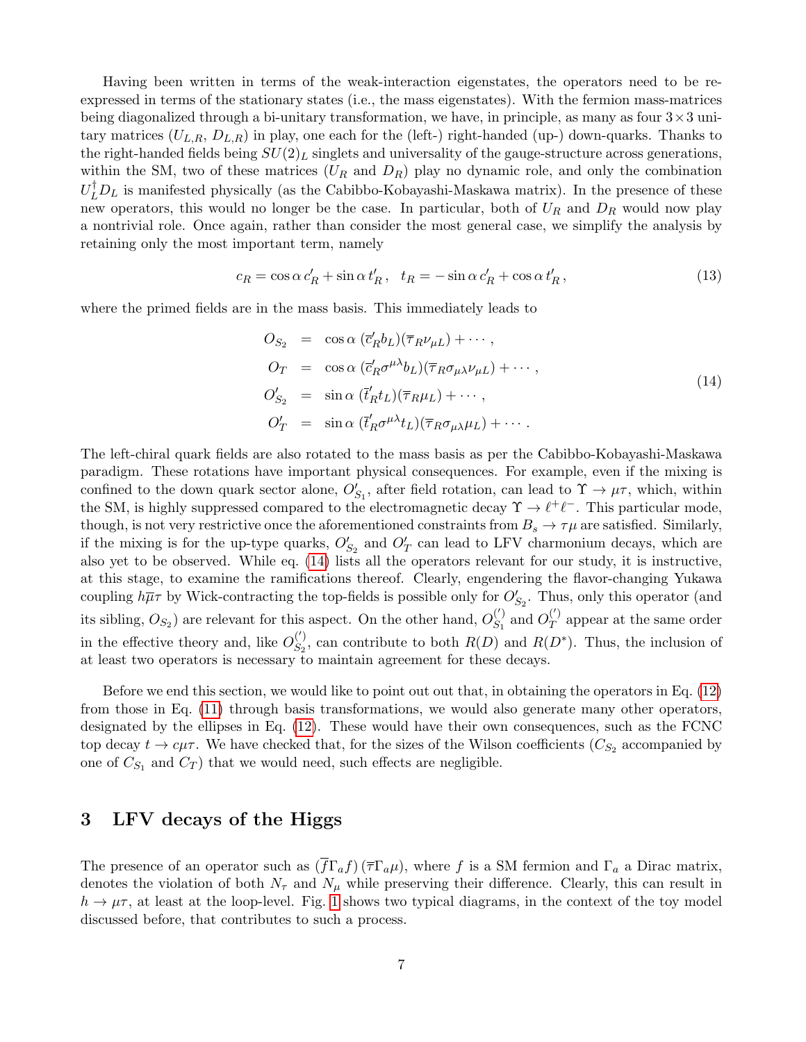Having been written in terms of the weak-interaction eigenstates, the operators need to be re-expressed in terms of the stationary states (i.e., the mass eigenstates). With the fermion mass-matrices being diagonalized through a bi-unitary transformation, we have, in principle, as many as four $3 \times 3$ unitary matrices ($U_{L,R}$, $D_{L,R}$) in play, one each for the (left-) right-handed (up-) down-quarks. Thanks to the right-handed fields being $SU(2)_L$ singlets and universality of the gauge-structure across generations, within the SM, two of these matrices ($U_R$ and $D_R$) play no dynamic role, and only the combination $U_L^\dagger D_L$ is manifested physically (as the Cabibbo-Kobayashi-Maskawa matrix). In the presence of these new operators, this would no longer be the case. In particular, both of $U_R$ and $D_R$ would now play a nontrivial role. Once again, rather than consider the most general case, we simplify the analysis by retaining only the most important term, namely

$$c_R = \cos\alpha \, c'_R + \sin\alpha \, t'_R \,, \quad t_R = -\sin\alpha \, c'_R + \cos\alpha \, t'_R \,, \tag{13}$$

where the primed fields are in the mass basis. This immediately leads to

$$\begin{aligned}
O_{S_2} &= \cos\alpha \, (\overline{c}'_R b_L)(\overline{\tau}_R \nu_{\mu L}) + \cdots \,, \\
O_T &= \cos\alpha \, (\overline{c}'_R \sigma^{\mu\lambda} b_L)(\overline{\tau}_R \sigma_{\mu\lambda} \nu_{\mu L}) + \cdots \,, \\
O'_{S_2} &= \sin\alpha \, (\overline{t}'_R t_L)(\overline{\tau}_R \mu_L) + \cdots \,, \\
O'_T &= \sin\alpha \, (\overline{t}'_R \sigma^{\mu\lambda} t_L)(\overline{\tau}_R \sigma_{\mu\lambda} \mu_L) + \cdots \,.
\end{aligned} \tag{14}$$

The left-chiral quark fields are also rotated to the mass basis as per the Cabibbo-Kobayashi-Maskawa paradigm. These rotations have important physical consequences. For example, even if the mixing is confined to the down quark sector alone, $O'_{S_1}$, after field rotation, can lead to $\Upsilon \to \mu\tau$, which, within the SM, is highly suppressed compared to the electromagnetic decay $\Upsilon \to \ell^+\ell^-$. This particular mode, though, is not very restrictive once the aforementioned constraints from $B_s \to \tau\mu$ are satisfied. Similarly, if the mixing is for the up-type quarks, $O'_{S_2}$ and $O'_T$ can lead to LFV charmonium decays, which are also yet to be observed. While eq. (14) lists all the operators relevant for our study, it is instructive, at this stage, to examine the ramifications thereof. Clearly, engendering the flavor-changing Yukawa coupling $h\overline{\mu}\tau$ by Wick-contracting the top-fields is possible only for $O'_{S_2}$. Thus, only this operator (and its sibling, $O_{S_2}$) are relevant for this aspect. On the other hand, $O_{S_1}^{(\prime)}$ and $O_T^{(\prime)}$ appear at the same order in the effective theory and, like $O_{S_2}^{(\prime)}$, can contribute to both $R(D)$ and $R(D^*)$. Thus, the inclusion of at least two operators is necessary to maintain agreement for these decays.

Before we end this section, we would like to point out out that, in obtaining the operators in Eq. (12) from those in Eq. (11) through basis transformations, we would also generate many other operators, designated by the ellipses in Eq. (12). These would have their own consequences, such as the FCNC top decay $t \to c\mu\tau$. We have checked that, for the sizes of the Wilson coefficients ($C_{S_2}$ accompanied by one of $C_{S_1}$ and $C_T$) that we would need, such effects are negligible.

## 3 LFV decays of the Higgs

The presence of an operator such as $(\overline{f}\Gamma_a f)(\overline{\tau}\Gamma_a \mu)$, where $f$ is a SM fermion and $\Gamma_a$ a Dirac matrix, denotes the violation of both $N_\tau$ and $N_\mu$ while preserving their difference. Clearly, this can result in $h \to \mu\tau$, at least at the loop-level. Fig. 1 shows two typical diagrams, in the context of the toy model discussed before, that contributes to such a process.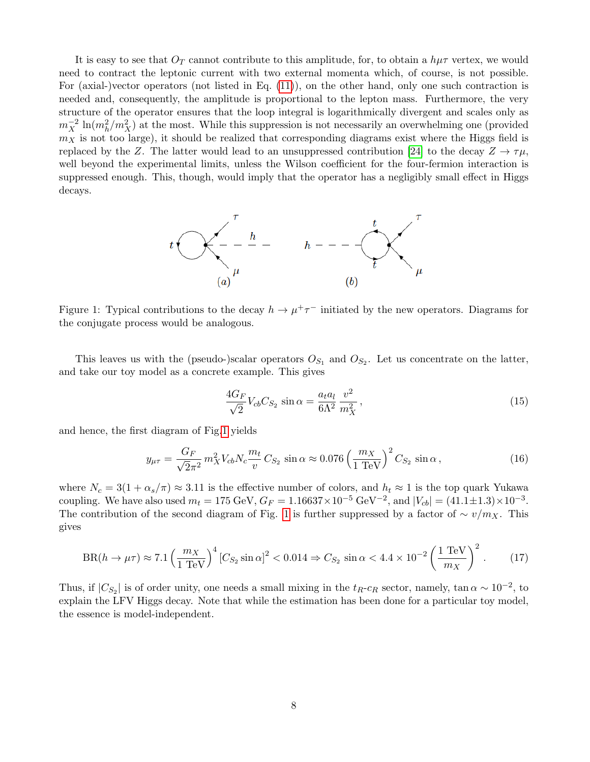It is easy to see that $O_T$ cannot contribute to this amplitude, for, to obtain a $h\mu\tau$ vertex, we would need to contract the leptonic current with two external momenta which, of course, is not possible. For (axial-)vector operators (not listed in Eq. (11)), on the other hand, only one such contraction is needed and, consequently, the amplitude is proportional to the lepton mass. Furthermore, the very structure of the operator ensures that the loop integral is logarithmically divergent and scales only as $m_X^{-2} \ln(m_h^2/m_X^2)$ at the most. While this suppression is not necessarily an overwhelming one (provided $m_X$ is not too large), it should be realized that corresponding diagrams exist where the Higgs field is replaced by the $Z$. The latter would lead to an unsuppressed contribution [24] to the decay $Z \to \tau\mu$, well beyond the experimental limits, unless the Wilson coefficient for the four-fermion interaction is suppressed enough. This, though, would imply that the operator has a negligibly small effect in Higgs decays.

Figure 1: Typical contributions to the decay $h \to \mu^+\tau^-$ initiated by the new operators. Diagrams for the conjugate process would be analogous.

This leaves us with the (pseudo-)scalar operators $O_{S_1}$ and $O_{S_2}$. Let us concentrate on the latter, and take our toy model as a concrete example. This gives

$$\frac{4G_F}{\sqrt{2}} V_{cb} C_{S_2} \sin\alpha = \frac{a_t a_l}{6\Lambda^2} \frac{v^2}{m_X^2}\,, \tag{15}$$

and hence, the first diagram of Fig.1 yields

$$y_{\mu\tau} = \frac{G_F}{\sqrt{2}\pi^2}\, m_X^2 V_{cb} N_c \frac{m_t}{v}\, C_{S_2} \sin\alpha \approx 0.076 \left(\frac{m_X}{1\ \text{TeV}}\right)^2 C_{S_2} \sin\alpha\,, \tag{16}$$

where $N_c = 3(1 + \alpha_s/\pi) \approx 3.11$ is the effective number of colors, and $h_t \approx 1$ is the top quark Yukawa coupling. We have also used $m_t = 175$ GeV, $G_F = 1.16637 \times 10^{-5}$ GeV$^{-2}$, and $|V_{cb}| = (41.1 \pm 1.3) \times 10^{-3}$. The contribution of the second diagram of Fig. 1 is further suppressed by a factor of $\sim v/m_X$. This gives

$$\text{BR}(h \to \mu\tau) \approx 7.1 \left(\frac{m_X}{1\ \text{TeV}}\right)^4 [C_{S_2} \sin\alpha]^2 < 0.014 \Rightarrow C_{S_2} \sin\alpha < 4.4 \times 10^{-2} \left(\frac{1\ \text{TeV}}{m_X}\right)^2\,. \tag{17}$$

Thus, if $|C_{S_2}|$ is of order unity, one needs a small mixing in the $t_R$-$c_R$ sector, namely, $\tan\alpha \sim 10^{-2}$, to explain the LFV Higgs decay. Note that while the estimation has been done for a particular toy model, the essence is model-independent.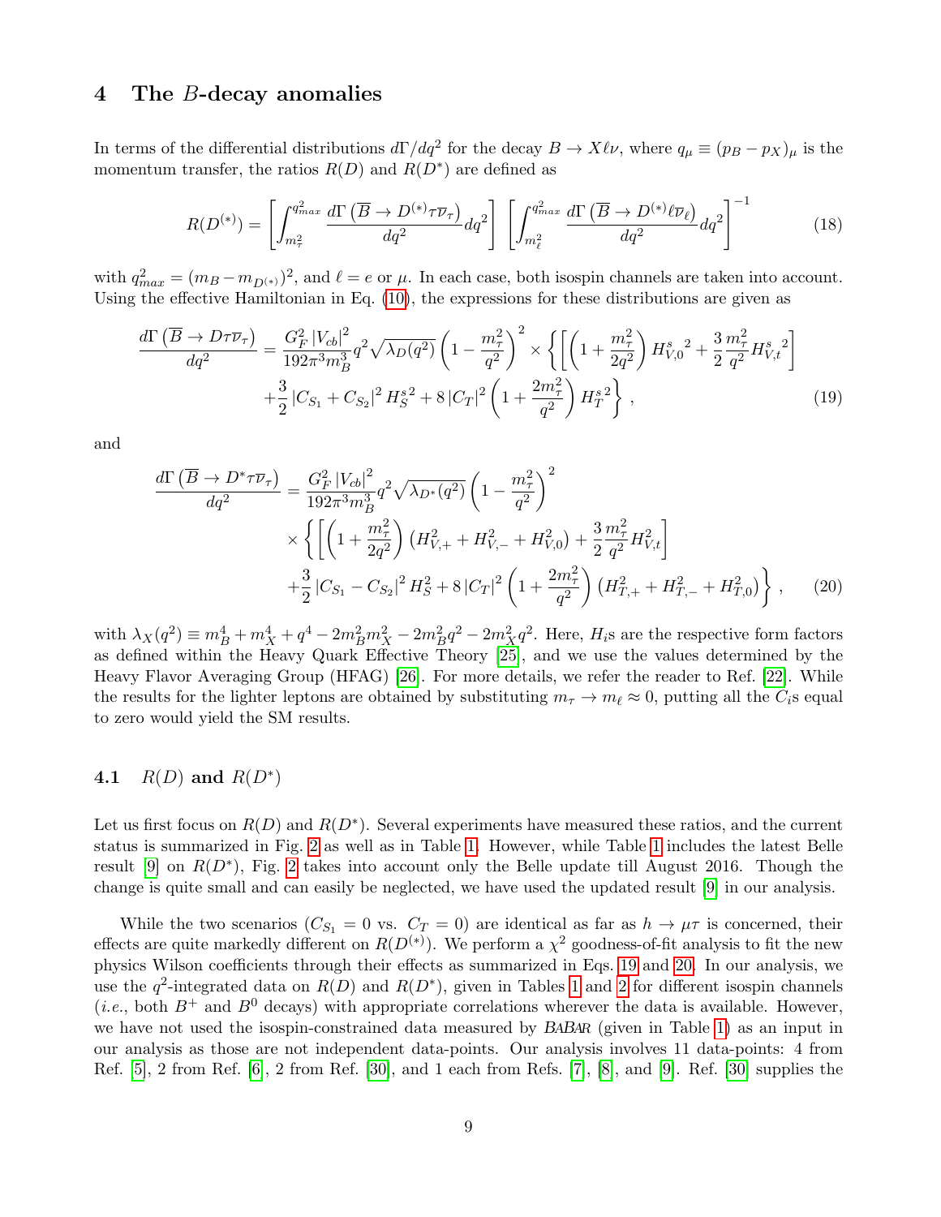## 4 The $B$-decay anomalies

In terms of the differential distributions $d\Gamma/dq^2$ for the decay $B \to X\ell\nu$, where $q_\mu \equiv (p_B - p_X)_\mu$ is the momentum transfer, the ratios $R(D)$ and $R(D^*)$ are defined as

$$R(D^{(*)}) = \left[\int_{m_\tau^2}^{q^2_{max}} \frac{d\Gamma\left(\overline{B} \to D^{(*)}\tau\overline{\nu}_\tau\right)}{dq^2} dq^2\right] \left[\int_{m_\ell^2}^{q^2_{max}} \frac{d\Gamma\left(\overline{B} \to D^{(*)}\ell\overline{\nu}_\ell\right)}{dq^2} dq^2\right]^{-1} \tag{18}$$

with $q^2_{max} = (m_B - m_{D^{(*)}})^2$, and $\ell = e$ or $\mu$. In each case, both isospin channels are taken into account. Using the effective Hamiltonian in Eq. (10), the expressions for these distributions are given as

$$\begin{aligned}\frac{d\Gamma\left(\overline{B} \to D\tau\overline{\nu}_\tau\right)}{dq^2} = & \frac{G_F^2 \left|V_{cb}\right|^2}{192\pi^3 m_B^3} q^2 \sqrt{\lambda_D(q^2)} \left(1 - \frac{m_\tau^2}{q^2}\right)^2 \times \left\{\left[\left(1 + \frac{m_\tau^2}{2q^2}\right) {H^s_{V,0}}^2 + \frac{3}{2}\frac{m_\tau^2}{q^2} {H^s_{V,t}}^2\right]\right. \\ & \left. + \frac{3}{2}\left|C_{S_1} + C_{S_2}\right|^2 {H^s_S}^2 + 8\left|C_T\right|^2 \left(1 + \frac{2m_\tau^2}{q^2}\right) {H^s_T}^2\right\} ,\end{aligned} \tag{19}$$

and

$$\begin{aligned}\frac{d\Gamma\left(\overline{B} \to D^*\tau\overline{\nu}_\tau\right)}{dq^2} = & \frac{G_F^2 \left|V_{cb}\right|^2}{192\pi^3 m_B^3} q^2 \sqrt{\lambda_{D^*}(q^2)} \left(1 - \frac{m_\tau^2}{q^2}\right)^2 \\ & \times \left\{\left[\left(1 + \frac{m_\tau^2}{2q^2}\right)\left(H^2_{V,+} + H^2_{V,-} + H^2_{V,0}\right) + \frac{3}{2}\frac{m_\tau^2}{q^2} H^2_{V,t}\right]\right. \\ & \left. + \frac{3}{2}\left|C_{S_1} - C_{S_2}\right|^2 H^2_S + 8\left|C_T\right|^2 \left(1 + \frac{2m_\tau^2}{q^2}\right)\left(H^2_{T,+} + H^2_{T,-} + H^2_{T,0}\right)\right\} ,\end{aligned} \tag{20}$$

with $\lambda_X(q^2) \equiv m_B^4 + m_X^4 + q^4 - 2m_B^2 m_X^2 - 2m_B^2 q^2 - 2m_X^2 q^2$. Here, $H_i$s are the respective form factors as defined within the Heavy Quark Effective Theory [25], and we use the values determined by the Heavy Flavor Averaging Group (HFAG) [26]. For more details, we refer the reader to Ref. [22]. While the results for the lighter leptons are obtained by substituting $m_\tau \to m_\ell \approx 0$, putting all the $C_i$s equal to zero would yield the SM results.

### 4.1 $R(D)$ and $R(D^*)$

Let us first focus on $R(D)$ and $R(D^*)$. Several experiments have measured these ratios, and the current status is summarized in Fig. 2 as well as in Table 1. However, while Table 1 includes the latest Belle result [9] on $R(D^*)$, Fig. 2 takes into account only the Belle update till August 2016. Though the change is quite small and can easily be neglected, we have used the updated result [9] in our analysis.

While the two scenarios ($C_{S_1} = 0$ vs. $C_T = 0$) are identical as far as $h \to \mu\tau$ is concerned, their effects are quite markedly different on $R(D^{(*)})$. We perform a $\chi^2$ goodness-of-fit analysis to fit the new physics Wilson coefficients through their effects as summarized in Eqs. 19 and 20. In our analysis, we use the $q^2$-integrated data on $R(D)$ and $R(D^*)$, given in Tables 1 and 2 for different isospin channels (*i.e.*, both $B^+$ and $B^0$ decays) with appropriate correlations wherever the data is available. However, we have not used the isospin-constrained data measured by BABAR (given in Table 1) as an input in our analysis as those are not independent data-points. Our analysis involves 11 data-points: 4 from Ref. [5], 2 from Ref. [6], 2 from Ref. [30], and 1 each from Refs. [7], [8], and [9]. Ref. [30] supplies the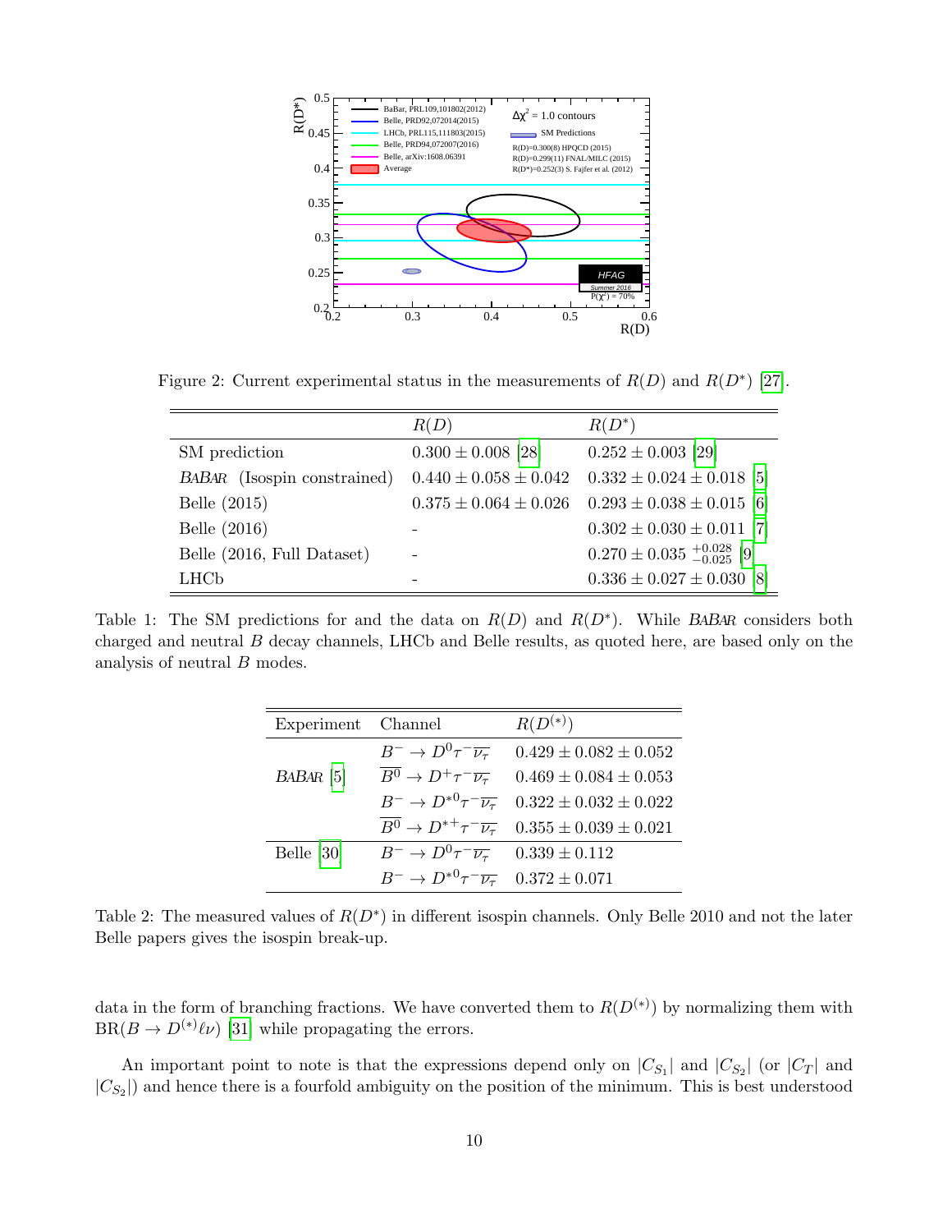Figure 2: Current experimental status in the measurements of $R(D)$ and $R(D^*)$ [27].

| | $R(D)$ | $R(D^*)$ |
|---|---|---|
| SM prediction | $0.300 \pm 0.008$ [28] | $0.252 \pm 0.003$ [29] |
| *BABAR* (Isospin constrained) | $0.440 \pm 0.058 \pm 0.042$ | $0.332 \pm 0.024 \pm 0.018$ [5] |
| Belle (2015) | $0.375 \pm 0.064 \pm 0.026$ | $0.293 \pm 0.038 \pm 0.015$ [6] |
| Belle (2016) | - | $0.302 \pm 0.030 \pm 0.011$ [7] |
| Belle (2016, Full Dataset) | - | $0.270 \pm 0.035\ ^{+0.028}_{-0.025}$ [9] |
| LHCb | - | $0.336 \pm 0.027 \pm 0.030$ [8] |

Table 1: The SM predictions for and the data on $R(D)$ and $R(D^*)$. While *BABAR* considers both charged and neutral $B$ decay channels, LHCb and Belle results, as quoted here, are based only on the analysis of neutral $B$ modes.

| Experiment | Channel | $R(D^{(*)})$ |
|---|---|---|
| *BABAR* [5] | $B^- \to D^0 \tau^- \overline{\nu_\tau}$ | $0.429 \pm 0.082 \pm 0.052$ |
| | $\overline{B^0} \to D^+ \tau^- \overline{\nu_\tau}$ | $0.469 \pm 0.084 \pm 0.053$ |
| | $B^- \to D^{*0} \tau^- \overline{\nu_\tau}$ | $0.322 \pm 0.032 \pm 0.022$ |
| | $\overline{B^0} \to D^{*+} \tau^- \overline{\nu_\tau}$ | $0.355 \pm 0.039 \pm 0.021$ |
| Belle [30] | $B^- \to D^0 \tau^- \overline{\nu_\tau}$ | $0.339 \pm 0.112$ |
| | $B^- \to D^{*0} \tau^- \overline{\nu_\tau}$ | $0.372 \pm 0.071$ |

Table 2: The measured values of $R(D^*)$ in different isospin channels. Only Belle 2010 and not the later Belle papers gives the isospin break-up.

data in the form of branching fractions. We have converted them to $R(D^{(*)})$ by normalizing them with $\mathrm{BR}(B \to D^{(*)} \ell \nu)$ [31] while propagating the errors.

An important point to note is that the expressions depend only on $|C_{S_1}|$ and $|C_{S_2}|$ (or $|C_T|$ and $|C_{S_2}|$) and hence there is a fourfold ambiguity on the position of the minimum. This is best understood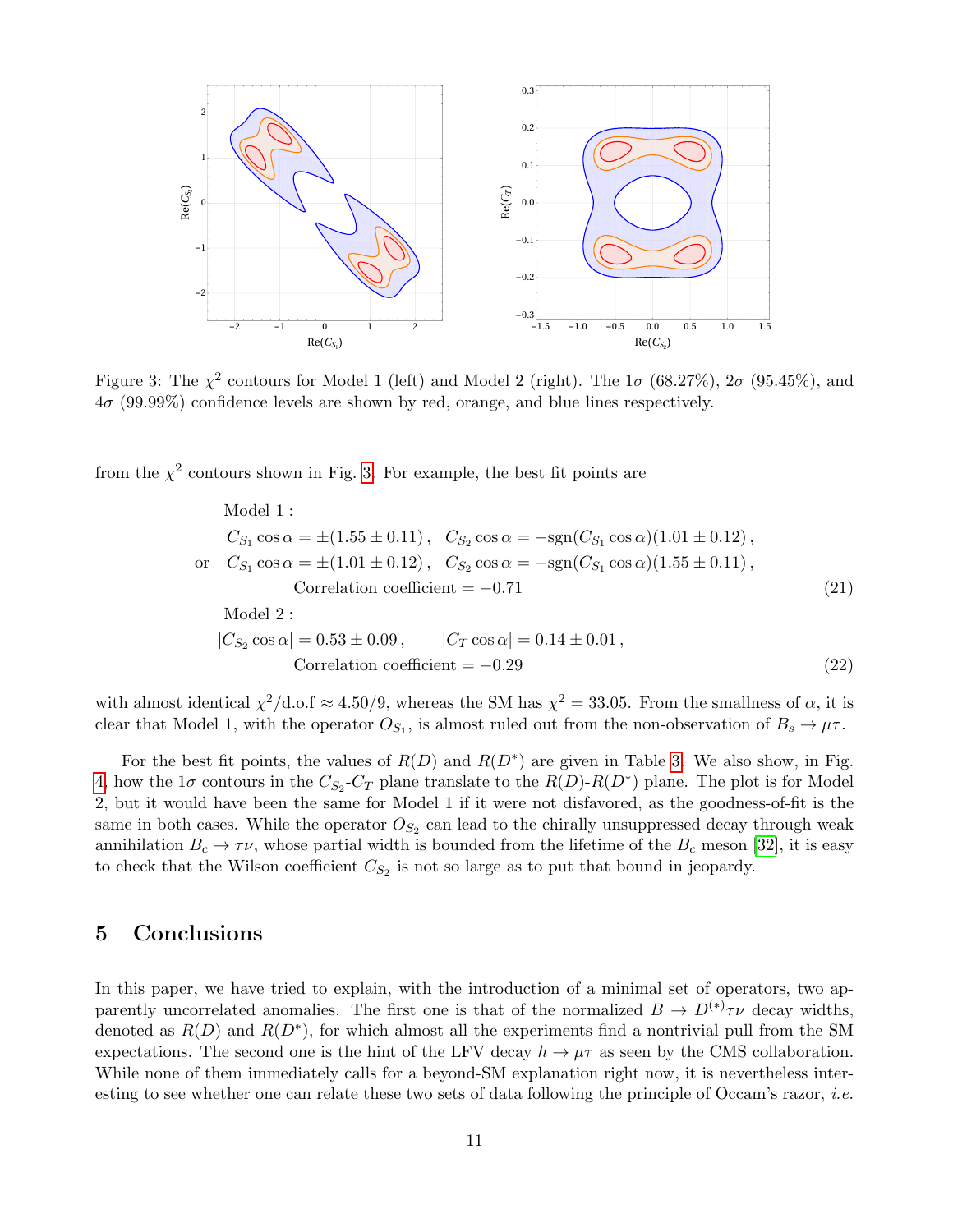Figure 3: The $\chi^2$ contours for Model 1 (left) and Model 2 (right). The $1\sigma$ (68.27%), $2\sigma$ (95.45%), and $4\sigma$ (99.99%) confidence levels are shown by red, orange, and blue lines respectively.

from the $\chi^2$ contours shown in Fig. 3. For example, the best fit points are

$$
\begin{aligned}
&\text{Model 1 :} \\
&\quad C_{S_1}\cos\alpha = \pm(1.55 \pm 0.11)\,, \quad C_{S_2}\cos\alpha = -\mathrm{sgn}(C_{S_1}\cos\alpha)(1.01 \pm 0.12)\,, \\
\text{or} &\quad C_{S_1}\cos\alpha = \pm(1.01 \pm 0.12)\,, \quad C_{S_2}\cos\alpha = -\mathrm{sgn}(C_{S_1}\cos\alpha)(1.55 \pm 0.11)\,, \\
&\qquad\qquad \text{Correlation coefficient} = -0.71
\end{aligned}
\tag{21}
$$

$$
\begin{aligned}
&\text{Model 2 :} \\
&|C_{S_2}\cos\alpha| = 0.53 \pm 0.09\,, \qquad |C_T\cos\alpha| = 0.14 \pm 0.01\,, \\
&\qquad\qquad \text{Correlation coefficient} = -0.29
\end{aligned}
\tag{22}
$$

with almost identical $\chi^2/\mathrm{d.o.f} \approx 4.50/9$, whereas the SM has $\chi^2 = 33.05$. From the smallness of $\alpha$, it is clear that Model 1, with the operator $O_{S_1}$, is almost ruled out from the non-observation of $B_s \to \mu\tau$.

For the best fit points, the values of $R(D)$ and $R(D^*)$ are given in Table 3. We also show, in Fig. 4, how the $1\sigma$ contours in the $C_{S_2}$-$C_T$ plane translate to the $R(D)$-$R(D^*)$ plane. The plot is for Model 2, but it would have been the same for Model 1 if it were not disfavored, as the goodness-of-fit is the same in both cases. While the operator $O_{S_2}$ can lead to the chirally unsuppressed decay through weak annihilation $B_c \to \tau\nu$, whose partial width is bounded from the lifetime of the $B_c$ meson [32], it is easy to check that the Wilson coefficient $C_{S_2}$ is not so large as to put that bound in jeopardy.

## 5 Conclusions

In this paper, we have tried to explain, with the introduction of a minimal set of operators, two apparently uncorrelated anomalies. The first one is that of the normalized $B \to D^{(*)}\tau\nu$ decay widths, denoted as $R(D)$ and $R(D^*)$, for which almost all the experiments find a nontrivial pull from the SM expectations. The second one is the hint of the LFV decay $h \to \mu\tau$ as seen by the CMS collaboration. While none of them immediately calls for a beyond-SM explanation right now, it is nevertheless interesting to see whether one can relate these two sets of data following the principle of Occam's razor, *i.e.*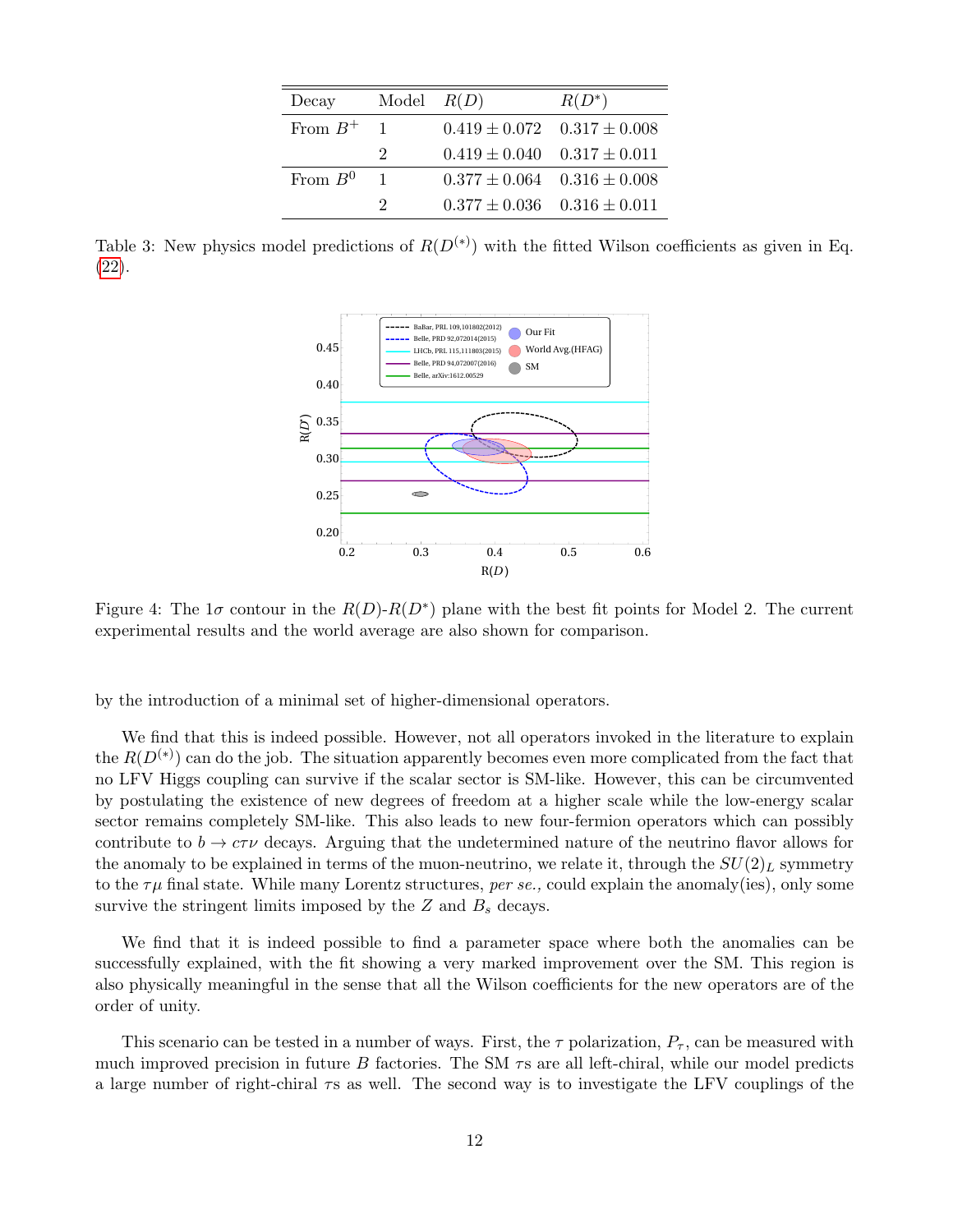| Decay | Model | $R(D)$ | $R(D^*)$ |
|---|---|---|---|
| From $B^+$ | 1 | $0.419 \pm 0.072$ | $0.317 \pm 0.008$ |
| | 2 | $0.419 \pm 0.040$ | $0.317 \pm 0.011$ |
| From $B^0$ | 1 | $0.377 \pm 0.064$ | $0.316 \pm 0.008$ |
| | 2 | $0.377 \pm 0.036$ | $0.316 \pm 0.011$ |

Table 3: New physics model predictions of $R(D^{(*)})$ with the fitted Wilson coefficients as given in Eq. (22).

Figure 4: The $1\sigma$ contour in the $R(D)$-$R(D^*)$ plane with the best fit points for Model 2. The current experimental results and the world average are also shown for comparison.

by the introduction of a minimal set of higher-dimensional operators.

We find that this is indeed possible. However, not all operators invoked in the literature to explain the $R(D^{(*)})$ can do the job. The situation apparently becomes even more complicated from the fact that no LFV Higgs coupling can survive if the scalar sector is SM-like. However, this can be circumvented by postulating the existence of new degrees of freedom at a higher scale while the low-energy scalar sector remains completely SM-like. This also leads to new four-fermion operators which can possibly contribute to $b \to c\tau\nu$ decays. Arguing that the undetermined nature of the neutrino flavor allows for the anomaly to be explained in terms of the muon-neutrino, we relate it, through the $SU(2)_L$ symmetry to the $\tau\mu$ final state. While many Lorentz structures, *per se.,* could explain the anomaly(ies), only some survive the stringent limits imposed by the $Z$ and $B_s$ decays.

We find that it is indeed possible to find a parameter space where both the anomalies can be successfully explained, with the fit showing a very marked improvement over the SM. This region is also physically meaningful in the sense that all the Wilson coefficients for the new operators are of the order of unity.

This scenario can be tested in a number of ways. First, the $\tau$ polarization, $P_\tau$, can be measured with much improved precision in future $B$ factories. The SM $\tau$s are all left-chiral, while our model predicts a large number of right-chiral $\tau$s as well. The second way is to investigate the LFV couplings of the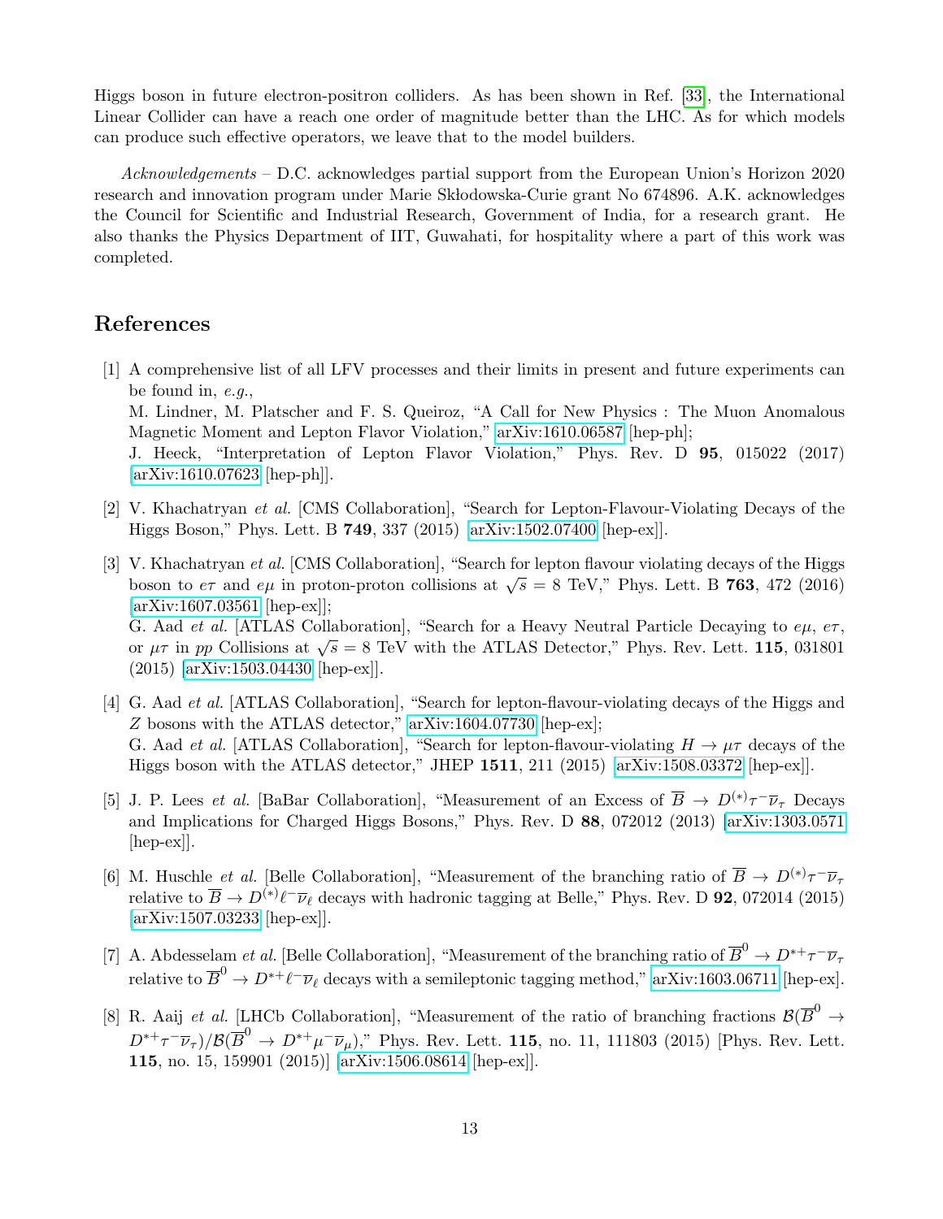Higgs boson in future electron-positron colliders. As has been shown in Ref. [33], the International Linear Collider can have a reach one order of magnitude better than the LHC. As for which models can produce such effective operators, we leave that to the model builders.

*Acknowledgements* – D.C. acknowledges partial support from the European Union's Horizon 2020 research and innovation program under Marie Skłodowska-Curie grant No 674896. A.K. acknowledges the Council for Scientific and Industrial Research, Government of India, for a research grant. He also thanks the Physics Department of IIT, Guwahati, for hospitality where a part of this work was completed.

## References

[1] A comprehensive list of all LFV processes and their limits in present and future experiments can be found in, *e.g.*,
M. Lindner, M. Platscher and F. S. Queiroz, "A Call for New Physics : The Muon Anomalous Magnetic Moment and Lepton Flavor Violation," arXiv:1610.06587 [hep-ph];
J. Heeck, "Interpretation of Lepton Flavor Violation," Phys. Rev. D **95**, 015022 (2017) [arXiv:1610.07623 [hep-ph]].

[2] V. Khachatryan *et al.* [CMS Collaboration], "Search for Lepton-Flavour-Violating Decays of the Higgs Boson," Phys. Lett. B **749**, 337 (2015) [arXiv:1502.07400 [hep-ex]].

[3] V. Khachatryan *et al.* [CMS Collaboration], "Search for lepton flavour violating decays of the Higgs boson to $e\tau$ and $e\mu$ in proton-proton collisions at $\sqrt{s} = 8$ TeV," Phys. Lett. B **763**, 472 (2016) [arXiv:1607.03561 [hep-ex]];
G. Aad *et al.* [ATLAS Collaboration], "Search for a Heavy Neutral Particle Decaying to $e\mu$, $e\tau$, or $\mu\tau$ in $pp$ Collisions at $\sqrt{s} = 8$ TeV with the ATLAS Detector," Phys. Rev. Lett. **115**, 031801 (2015) [arXiv:1503.04430 [hep-ex]].

[4] G. Aad *et al.* [ATLAS Collaboration], "Search for lepton-flavour-violating decays of the Higgs and $Z$ bosons with the ATLAS detector," arXiv:1604.07730 [hep-ex];
G. Aad *et al.* [ATLAS Collaboration], "Search for lepton-flavour-violating $H \to \mu\tau$ decays of the Higgs boson with the ATLAS detector," JHEP **1511**, 211 (2015) [arXiv:1508.03372 [hep-ex]].

[5] J. P. Lees *et al.* [BaBar Collaboration], "Measurement of an Excess of $\overline{B} \to D^{(*)}\tau^-\overline{\nu}_\tau$ Decays and Implications for Charged Higgs Bosons," Phys. Rev. D **88**, 072012 (2013) [arXiv:1303.0571 [hep-ex]].

[6] M. Huschle *et al.* [Belle Collaboration], "Measurement of the branching ratio of $\overline{B} \to D^{(*)}\tau^-\overline{\nu}_\tau$ relative to $\overline{B} \to D^{(*)}\ell^-\overline{\nu}_\ell$ decays with hadronic tagging at Belle," Phys. Rev. D **92**, 072014 (2015) [arXiv:1507.03233 [hep-ex]].

[7] A. Abdesselam *et al.* [Belle Collaboration], "Measurement of the branching ratio of $\overline{B}^0 \to D^{*+}\tau^-\overline{\nu}_\tau$ relative to $\overline{B}^0 \to D^{*+}\ell^-\overline{\nu}_\ell$ decays with a semileptonic tagging method," arXiv:1603.06711 [hep-ex].

[8] R. Aaij *et al.* [LHCb Collaboration], "Measurement of the ratio of branching fractions $\mathcal{B}(\overline{B}^0 \to D^{*+}\tau^-\overline{\nu}_\tau)/\mathcal{B}(\overline{B}^0 \to D^{*+}\mu^-\overline{\nu}_\mu)$," Phys. Rev. Lett. **115**, no. 11, 111803 (2015) [Phys. Rev. Lett. **115**, no. 15, 159901 (2015)] [arXiv:1506.08614 [hep-ex]].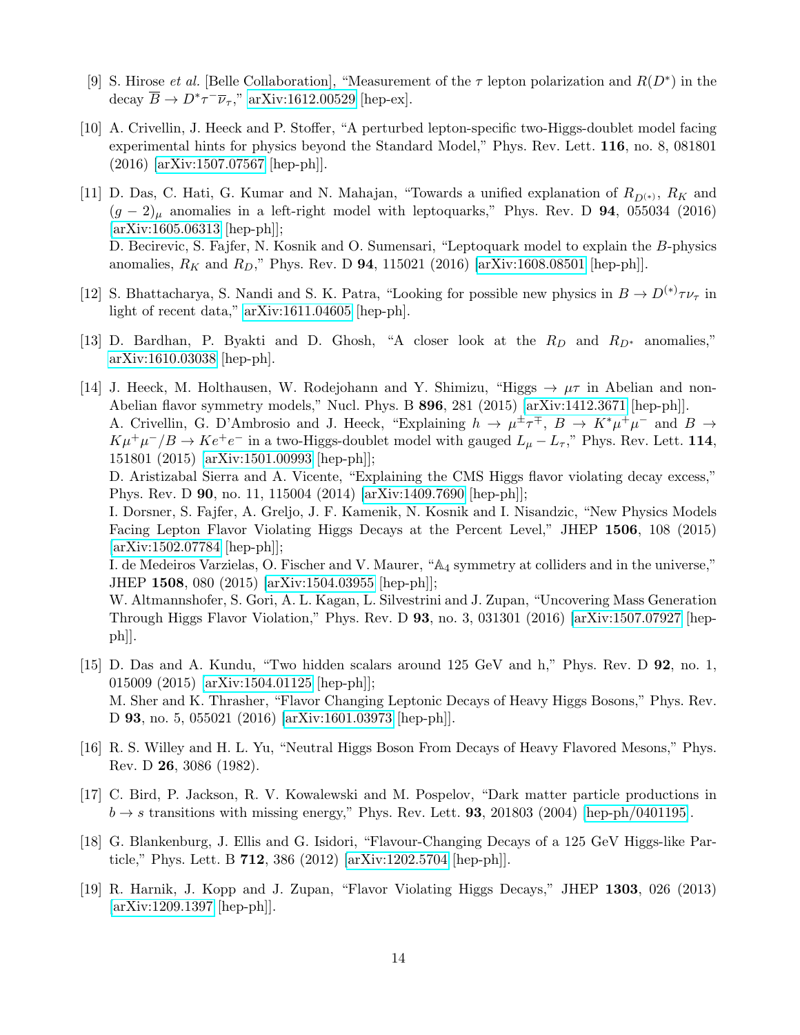[9] S. Hirose *et al.* [Belle Collaboration], "Measurement of the $\tau$ lepton polarization and $R(D^*)$ in the decay $\overline{B} \to D^* \tau^- \overline{\nu}_\tau$," arXiv:1612.00529 [hep-ex].

[10] A. Crivellin, J. Heeck and P. Stoffer, "A perturbed lepton-specific two-Higgs-doublet model facing experimental hints for physics beyond the Standard Model," Phys. Rev. Lett. **116**, no. 8, 081801 (2016) [arXiv:1507.07567 [hep-ph]].

[11] D. Das, C. Hati, G. Kumar and N. Mahajan, "Towards a unified explanation of $R_{D^{(*)}}$, $R_K$ and $(g-2)_\mu$ anomalies in a left-right model with leptoquarks," Phys. Rev. D **94**, 055034 (2016) [arXiv:1605.06313 [hep-ph]];
D. Becirevic, S. Fajfer, N. Kosnik and O. Sumensari, "Leptoquark model to explain the $B$-physics anomalies, $R_K$ and $R_D$," Phys. Rev. D **94**, 115021 (2016) [arXiv:1608.08501 [hep-ph]].

[12] S. Bhattacharya, S. Nandi and S. K. Patra, "Looking for possible new physics in $B \to D^{(*)} \tau \nu_\tau$ in light of recent data," arXiv:1611.04605 [hep-ph].

[13] D. Bardhan, P. Byakti and D. Ghosh, "A closer look at the $R_D$ and $R_{D^*}$ anomalies," arXiv:1610.03038 [hep-ph].

[14] J. Heeck, M. Holthausen, W. Rodejohann and Y. Shimizu, "Higgs $\to \mu\tau$ in Abelian and non-Abelian flavor symmetry models," Nucl. Phys. B **896**, 281 (2015) [arXiv:1412.3671 [hep-ph]].
A. Crivellin, G. D'Ambrosio and J. Heeck, "Explaining $h \to \mu^\pm \tau^\mp$, $B \to K^* \mu^+ \mu^-$ and $B \to K \mu^+ \mu^- / B \to K e^+ e^-$ in a two-Higgs-doublet model with gauged $L_\mu - L_\tau$," Phys. Rev. Lett. **114**, 151801 (2015) [arXiv:1501.00993 [hep-ph]];
D. Aristizabal Sierra and A. Vicente, "Explaining the CMS Higgs flavor violating decay excess," Phys. Rev. D **90**, no. 11, 115004 (2014) [arXiv:1409.7690 [hep-ph]];
I. Dorsner, S. Fajfer, A. Greljo, J. F. Kamenik, N. Kosnik and I. Nisandzic, "New Physics Models Facing Lepton Flavor Violating Higgs Decays at the Percent Level," JHEP **1506**, 108 (2015) [arXiv:1502.07784 [hep-ph]];
I. de Medeiros Varzielas, O. Fischer and V. Maurer, "$\mathbb{A}_4$ symmetry at colliders and in the universe," JHEP **1508**, 080 (2015) [arXiv:1504.03955 [hep-ph]];
W. Altmannshofer, S. Gori, A. L. Kagan, L. Silvestrini and J. Zupan, "Uncovering Mass Generation Through Higgs Flavor Violation," Phys. Rev. D **93**, no. 3, 031301 (2016) [arXiv:1507.07927 [hep-ph]].

[15] D. Das and A. Kundu, "Two hidden scalars around 125 GeV and h," Phys. Rev. D **92**, no. 1, 015009 (2015) [arXiv:1504.01125 [hep-ph]];
M. Sher and K. Thrasher, "Flavor Changing Leptonic Decays of Heavy Higgs Bosons," Phys. Rev. D **93**, no. 5, 055021 (2016) [arXiv:1601.03973 [hep-ph]].

[16] R. S. Willey and H. L. Yu, "Neutral Higgs Boson From Decays of Heavy Flavored Mesons," Phys. Rev. D **26**, 3086 (1982).

[17] C. Bird, P. Jackson, R. V. Kowalewski and M. Pospelov, "Dark matter particle productions in $b \to s$ transitions with missing energy," Phys. Rev. Lett. **93**, 201803 (2004) [hep-ph/0401195].

[18] G. Blankenburg, J. Ellis and G. Isidori, "Flavour-Changing Decays of a 125 GeV Higgs-like Particle," Phys. Lett. B **712**, 386 (2012) [arXiv:1202.5704 [hep-ph]].

[19] R. Harnik, J. Kopp and J. Zupan, "Flavor Violating Higgs Decays," JHEP **1303**, 026 (2013) [arXiv:1209.1397 [hep-ph]].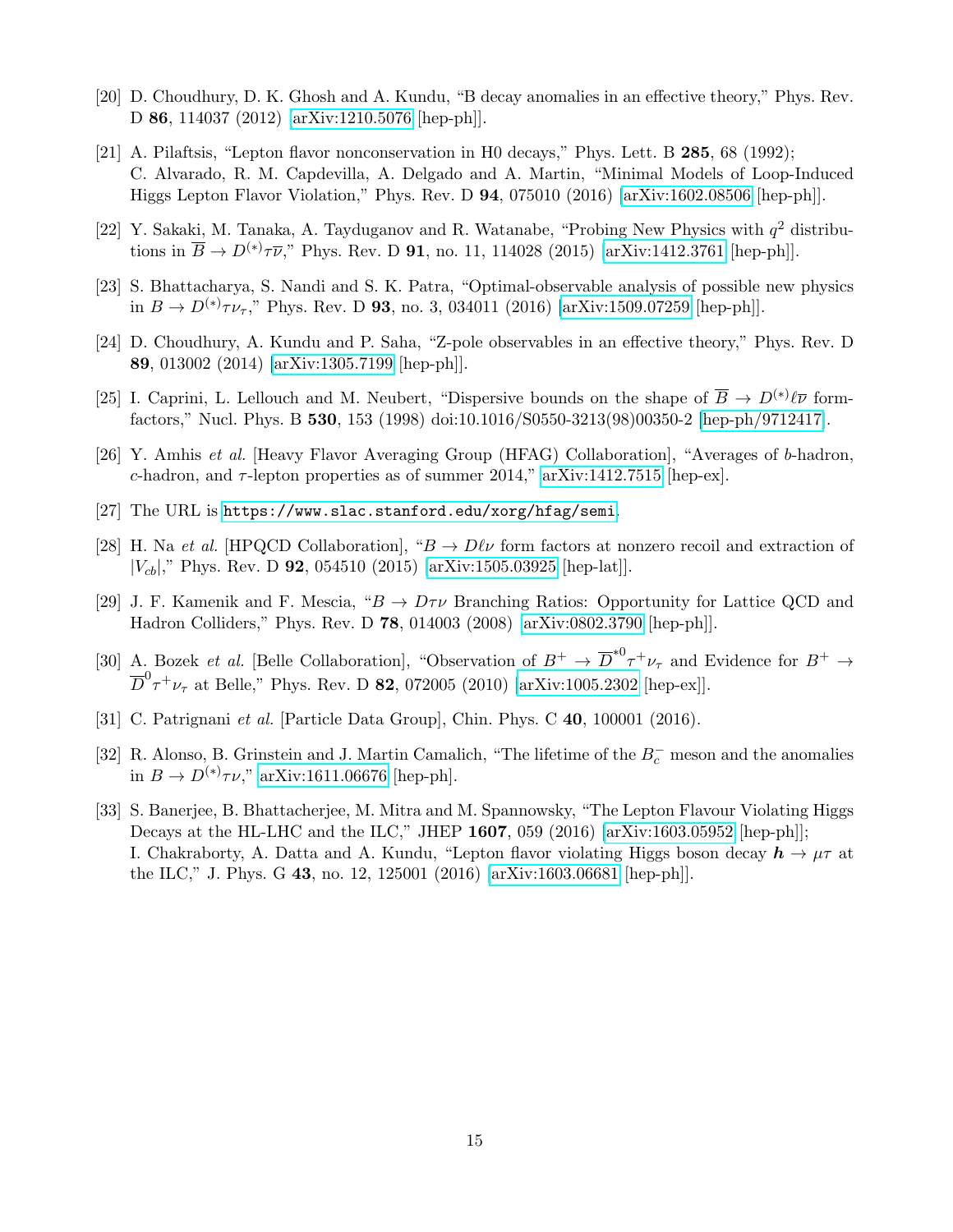[20] D. Choudhury, D. K. Ghosh and A. Kundu, "B decay anomalies in an effective theory," Phys. Rev. D **86**, 114037 (2012) [arXiv:1210.5076 [hep-ph]].

[21] A. Pilaftsis, "Lepton flavor nonconservation in H0 decays," Phys. Lett. B **285**, 68 (1992); C. Alvarado, R. M. Capdevilla, A. Delgado and A. Martin, "Minimal Models of Loop-Induced Higgs Lepton Flavor Violation," Phys. Rev. D **94**, 075010 (2016) [arXiv:1602.08506 [hep-ph]].

[22] Y. Sakaki, M. Tanaka, A. Tayduganov and R. Watanabe, "Probing New Physics with $q^2$ distributions in $\overline{B} \to D^{(*)}\tau\overline{\nu}$," Phys. Rev. D **91**, no. 11, 114028 (2015) [arXiv:1412.3761 [hep-ph]].

[23] S. Bhattacharya, S. Nandi and S. K. Patra, "Optimal-observable analysis of possible new physics in $B \to D^{(*)}\tau\nu_\tau$," Phys. Rev. D **93**, no. 3, 034011 (2016) [arXiv:1509.07259 [hep-ph]].

[24] D. Choudhury, A. Kundu and P. Saha, "Z-pole observables in an effective theory," Phys. Rev. D **89**, 013002 (2014) [arXiv:1305.7199 [hep-ph]].

[25] I. Caprini, L. Lellouch and M. Neubert, "Dispersive bounds on the shape of $\overline{B} \to D^{(*)}\ell\overline{\nu}$ form-factors," Nucl. Phys. B **530**, 153 (1998) doi:10.1016/S0550-3213(98)00350-2 [hep-ph/9712417].

[26] Y. Amhis *et al.* [Heavy Flavor Averaging Group (HFAG) Collaboration], "Averages of $b$-hadron, $c$-hadron, and $\tau$-lepton properties as of summer 2014," arXiv:1412.7515 [hep-ex].

[27] The URL is `https://www.slac.stanford.edu/xorg/hfag/semi`.

[28] H. Na *et al.* [HPQCD Collaboration], "$B \to D\ell\nu$ form factors at nonzero recoil and extraction of $|V_{cb}|$," Phys. Rev. D **92**, 054510 (2015) [arXiv:1505.03925 [hep-lat]].

[29] J. F. Kamenik and F. Mescia, "$B \to D\tau\nu$ Branching Ratios: Opportunity for Lattice QCD and Hadron Colliders," Phys. Rev. D **78**, 014003 (2008) [arXiv:0802.3790 [hep-ph]].

[30] A. Bozek *et al.* [Belle Collaboration], "Observation of $B^+ \to \overline{D}^{*0}\tau^+\nu_\tau$ and Evidence for $B^+ \to \overline{D}^0\tau^+\nu_\tau$ at Belle," Phys. Rev. D **82**, 072005 (2010) [arXiv:1005.2302 [hep-ex]].

[31] C. Patrignani *et al.* [Particle Data Group], Chin. Phys. C **40**, 100001 (2016).

[32] R. Alonso, B. Grinstein and J. Martin Camalich, "The lifetime of the $B_c^-$ meson and the anomalies in $B \to D^{(*)}\tau\nu$," arXiv:1611.06676 [hep-ph].

[33] S. Banerjee, B. Bhattacherjee, M. Mitra and M. Spannowsky, "The Lepton Flavour Violating Higgs Decays at the HL-LHC and the ILC," JHEP **1607**, 059 (2016) [arXiv:1603.05952 [hep-ph]]; I. Chakraborty, A. Datta and A. Kundu, "Lepton flavor violating Higgs boson decay $\boldsymbol{h} \to \mu\tau$ at the ILC," J. Phys. G **43**, no. 12, 125001 (2016) [arXiv:1603.06681 [hep-ph]].